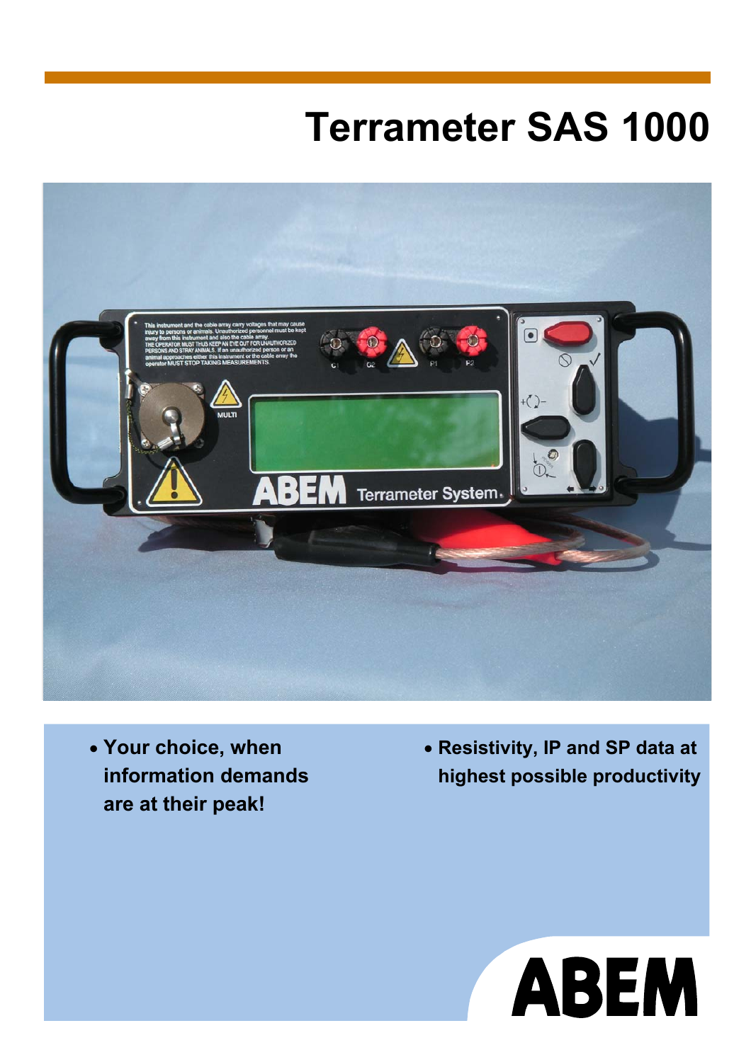# Terrameter SAS 1000

- Your choice, when information demands are at their peak!

- Resistivity, IP and SP data at highest possible productivity

ABEM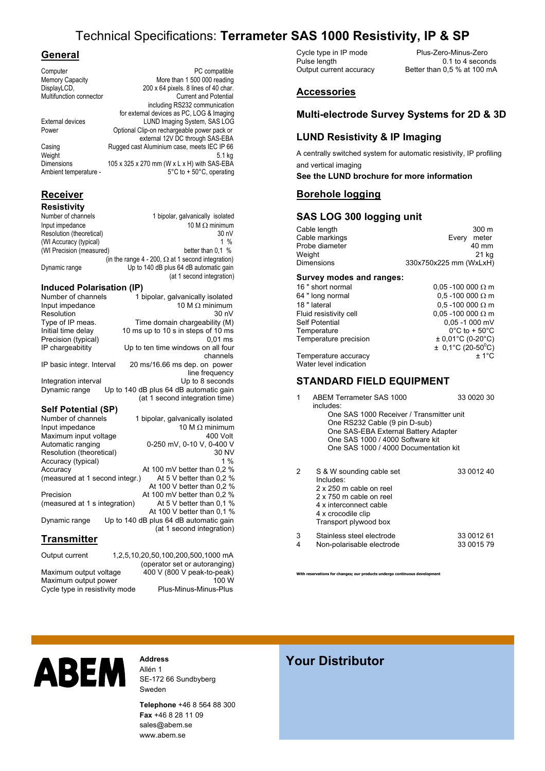# Technical Specifications: **Terrameter SAS 1000 Resistivity, IP & SP**

## General

| | |
|---|---|
| Computer | PC compatible |
| Memory Capacity | More than 1 500 000 reading |
| DisplayLCD, | 200 x 64 pixels. 8 lines of 40 char. |
| Multifunction connector | Current and Potential including RS232 communication for external devices as PC, LOG & Imaging |
| External devices | LUND Imaging System, SAS LOG |
| Power | Optional Clip-on rechargeable power pack or external 12V DC through SAS-EBA |
| Casing | Rugged cast Aluminium case, meets IEC IP 66 |
| Weight | 5.1 kg |
| Dimensions | 105 x 325 x 270 mm (W x L x H) with SAS-EBA |
| Ambient temperature - | 5°C to + 50°C, operating |

## Receiver

### Resistivity

| | |
|---|---|
| Number of channels | 1 bipolar, galvanically isolated |
| Input impedance | 10 M Ω minimum |
| Resolution (theoretical) | 30 nV |
| (WI Accuracy (typical) | 1 % |
| (WI Precision (measured) | better than 0,1 % (in the range 4 - 200, Ω at 1 second integration) |
| Dynamic range | Up to 140 dB plus 64 dB automatic gain (at 1 second integration) |

### Induced Polarisation (IP)

| | |
|---|---|
| Number of channels | 1 bipolar, galvanically isolated |
| Input impedance | 10 M Ω minimum |
| Resolution | 30 nV |
| Type of IP meas. | Time domain chargeability (M) |
| Initial time delay | 10 ms up to 10 s in steps of 10 ms |
| Precision (typical) | 0,01 ms |
| IP chargeability | Up to ten time windows on all four channels |
| IP basic integr. Interval | 20 ms/16.66 ms dep. on power line frequency |
| Integration interval | Up to 8 seconds |
| Dynamic range | Up to 140 dB plus 64 dB automatic gain (at 1 second integration time) |

### Self Potential (SP)

| | |
|---|---|
| Number of channels | 1 bipolar, galvanically isolated |
| Input impedance | 10 M Ω minimum |
| Maximum input voltage | 400 Volt |
| Automatic ranging | 0-250 mV, 0-10 V, 0-400 V |
| Resolution (theoretical) | 30 NV |
| Accuracy (typical) | 1 % |
| Accuracy (measured at 1 second integr.) | At 100 mV better than 0,2 % At 5 V better than 0,2 % At 100 V better than 0,2 % |
| Precision (measured at 1 s integration) | At 100 mV better than 0,2 % At 5 V better than 0,1 % At 100 V better than 0,1 % |
| Dynamic range | Up to 140 dB plus 64 dB automatic gain (at 1 second integration) |

## Transmitter

| | |
|---|---|
| Output current | 1,2,5,10,20,50,100,200,500,1000 mA (operator set or autoranging) |
| Maximum output voltage | 400 V (800 V peak-to-peak) |
| Maximum output power | 100 W |
| Cycle type in resistivity mode | Plus-Minus-Minus-Plus |
| Cycle type in IP mode | Plus-Zero-Minus-Zero |
| Pulse length | 0.1 to 4 seconds |
| Output current accuracy | Better than 0,5 % at 100 mA |

## Accessories

### Multi-electrode Survey Systems for 2D & 3D

### LUND Resistivity & IP Imaging

A centrally switched system for automatic resistivity, IP profiling and vertical imaging

**See the LUND brochure for more information**

## Borehole logging

### SAS LOG 300 logging unit

| | |
|---|---|
| Cable length | 300 m |
| Cable markings | Every meter |
| Probe diameter | 40 mm |
| Weight | 21 kg |
| Dimensions | 330x750x225 mm (WxLxH) |

**Survey modes and ranges:**

| | |
|---|---|
| 16 " short normal | 0,05 -100 000 Ω m |
| 64 " long normal | 0,5 -100 000 Ω m |
| 18 " lateral | 0,5 -100 000 Ω m |
| Fluid resistivity cell | 0,05 -100 000 Ω m |
| Self Potential | 0,05 -1 000 mV |
| Temperature | 0°C to + 50°C |
| Temperature precision | ± 0,01°C (0-20°C) ± 0,1°C (20-50$^0$C) |
| Temperature accuracy | ± 1°C |
| Water level indication | |

## STANDARD FIELD EQUIPMENT

| | | |
|---|---|---|
| 1 | ABEM Terrameter SAS 1000 includes: One SAS 1000 Receiver / Transmitter unit; One RS232 Cable (9 pin D-sub); One SAS-EBA External Battery Adapter; One SAS 1000 / 4000 Software kit; One SAS 1000 / 4000 Documentation kit | 33 0020 30 |
| 2 | S & W sounding cable set Includes: 2 x 250 m cable on reel; 2 x 750 m cable on reel; 4 x interconnect cable; 4 x crocodile clip; Transport plywood box | 33 0012 40 |
| 3 | Stainless steel electrode | 33 0012 61 |
| 4 | Non-polarisable electrode | 33 0015 79 |

With reservations for changes; our products undergo continuous development

**ABEM**

**Address**
Allén 1
SE-172 66 Sundbyberg
Sweden

**Telephone** +46 8 564 88 300
**Fax** +46 8 28 11 09
sales@abem.se
www.abem.se

## Your Distributor